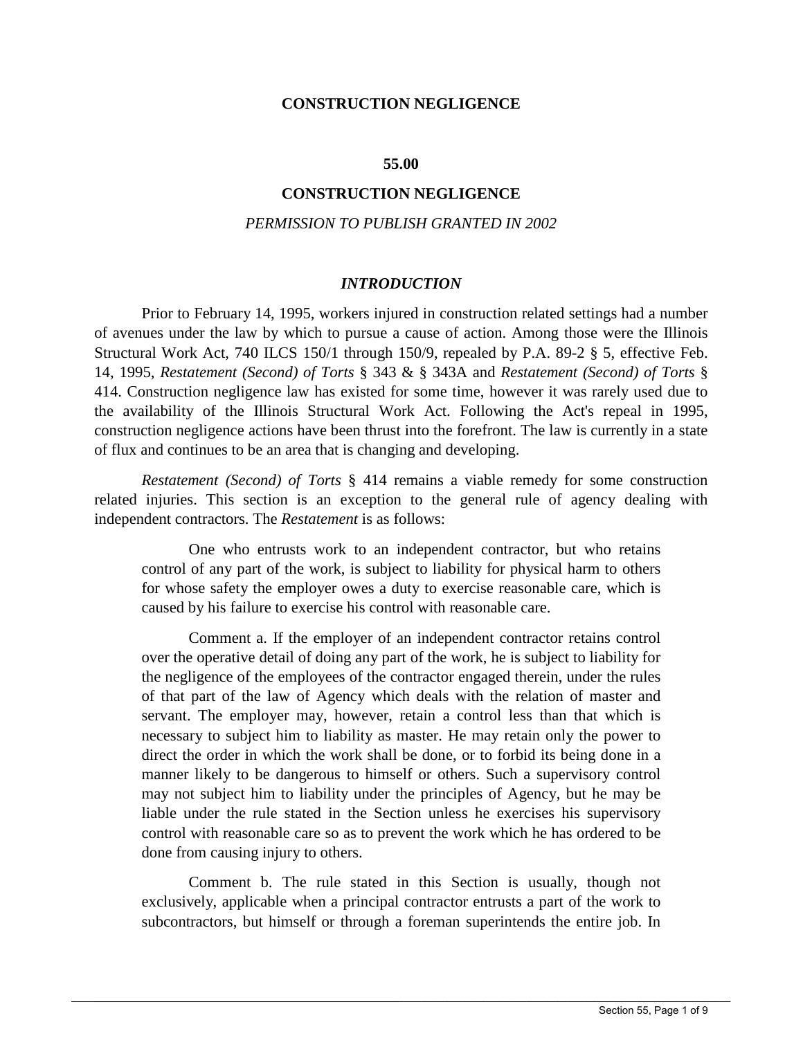# CONSTRUCTION NEGLIGENCE

## 55.00

## CONSTRUCTION NEGLIGENCE

*PERMISSION TO PUBLISH GRANTED IN 2002*

### *INTRODUCTION*

Prior to February 14, 1995, workers injured in construction related settings had a number of avenues under the law by which to pursue a cause of action. Among those were the Illinois Structural Work Act, 740 ILCS 150/1 through 150/9, repealed by P.A. 89-2 § 5, effective Feb. 14, 1995, *Restatement (Second) of Torts* § 343 & § 343A and *Restatement (Second) of Torts* § 414. Construction negligence law has existed for some time, however it was rarely used due to the availability of the Illinois Structural Work Act. Following the Act's repeal in 1995, construction negligence actions have been thrust into the forefront. The law is currently in a state of flux and continues to be an area that is changing and developing.

*Restatement (Second) of Torts* § 414 remains a viable remedy for some construction related injuries. This section is an exception to the general rule of agency dealing with independent contractors. The *Restatement* is as follows:

> One who entrusts work to an independent contractor, but who retains control of any part of the work, is subject to liability for physical harm to others for whose safety the employer owes a duty to exercise reasonable care, which is caused by his failure to exercise his control with reasonable care.
>
> Comment a. If the employer of an independent contractor retains control over the operative detail of doing any part of the work, he is subject to liability for the negligence of the employees of the contractor engaged therein, under the rules of that part of the law of Agency which deals with the relation of master and servant. The employer may, however, retain a control less than that which is necessary to subject him to liability as master. He may retain only the power to direct the order in which the work shall be done, or to forbid its being done in a manner likely to be dangerous to himself or others. Such a supervisory control may not subject him to liability under the principles of Agency, but he may be liable under the rule stated in the Section unless he exercises his supervisory control with reasonable care so as to prevent the work which he has ordered to be done from causing injury to others.
>
> Comment b. The rule stated in this Section is usually, though not exclusively, applicable when a principal contractor entrusts a part of the work to subcontractors, but himself or through a foreman superintends the entire job. In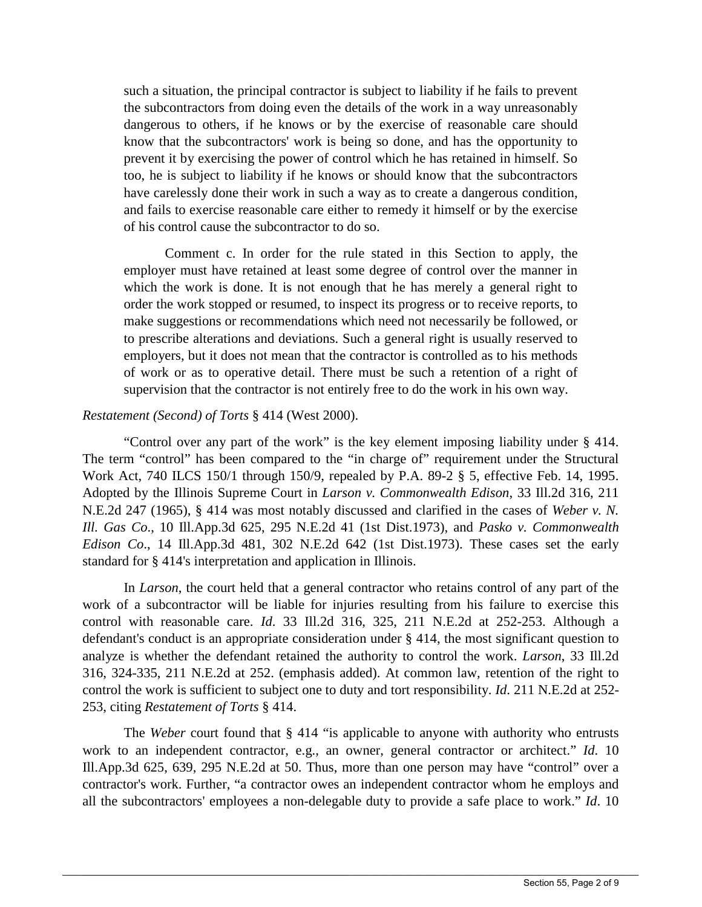> such a situation, the principal contractor is subject to liability if he fails to prevent the subcontractors from doing even the details of the work in a way unreasonably dangerous to others, if he knows or by the exercise of reasonable care should know that the subcontractors' work is being so done, and has the opportunity to prevent it by exercising the power of control which he has retained in himself. So too, he is subject to liability if he knows or should know that the subcontractors have carelessly done their work in such a way as to create a dangerous condition, and fails to exercise reasonable care either to remedy it himself or by the exercise of his control cause the subcontractor to do so.
>
> Comment c. In order for the rule stated in this Section to apply, the employer must have retained at least some degree of control over the manner in which the work is done. It is not enough that he has merely a general right to order the work stopped or resumed, to inspect its progress or to receive reports, to make suggestions or recommendations which need not necessarily be followed, or to prescribe alterations and deviations. Such a general right is usually reserved to employers, but it does not mean that the contractor is controlled as to his methods of work or as to operative detail. There must be such a retention of a right of supervision that the contractor is not entirely free to do the work in his own way.

*Restatement (Second) of Torts* § 414 (West 2000).

"Control over any part of the work" is the key element imposing liability under § 414. The term "control" has been compared to the "in charge of" requirement under the Structural Work Act, 740 ILCS 150/1 through 150/9, repealed by P.A. 89-2 § 5, effective Feb. 14, 1995. Adopted by the Illinois Supreme Court in *Larson v. Commonwealth Edison*, 33 Ill.2d 316, 211 N.E.2d 247 (1965), § 414 was most notably discussed and clarified in the cases of *Weber v. N. Ill. Gas Co*., 10 Ill.App.3d 625, 295 N.E.2d 41 (1st Dist.1973), and *Pasko v. Commonwealth Edison Co*., 14 Ill.App.3d 481, 302 N.E.2d 642 (1st Dist.1973). These cases set the early standard for § 414's interpretation and application in Illinois.

In *Larson*, the court held that a general contractor who retains control of any part of the work of a subcontractor will be liable for injuries resulting from his failure to exercise this control with reasonable care. *Id*. 33 Ill.2d 316, 325, 211 N.E.2d at 252-253. Although a defendant's conduct is an appropriate consideration under § 414, the most significant question to analyze is whether the defendant retained the authority to control the work. *Larson*, 33 Ill.2d 316, 324-335, 211 N.E.2d at 252. (emphasis added). At common law, retention of the right to control the work is sufficient to subject one to duty and tort responsibility. *Id*. 211 N.E.2d at 252-253, citing *Restatement of Torts* § 414.

The *Weber* court found that § 414 "is applicable to anyone with authority who entrusts work to an independent contractor, e.g., an owner, general contractor or architect." *Id*. 10 Ill.App.3d 625, 639, 295 N.E.2d at 50. Thus, more than one person may have "control" over a contractor's work. Further, "a contractor owes an independent contractor whom he employs and all the subcontractors' employees a non-delegable duty to provide a safe place to work." *Id*. 10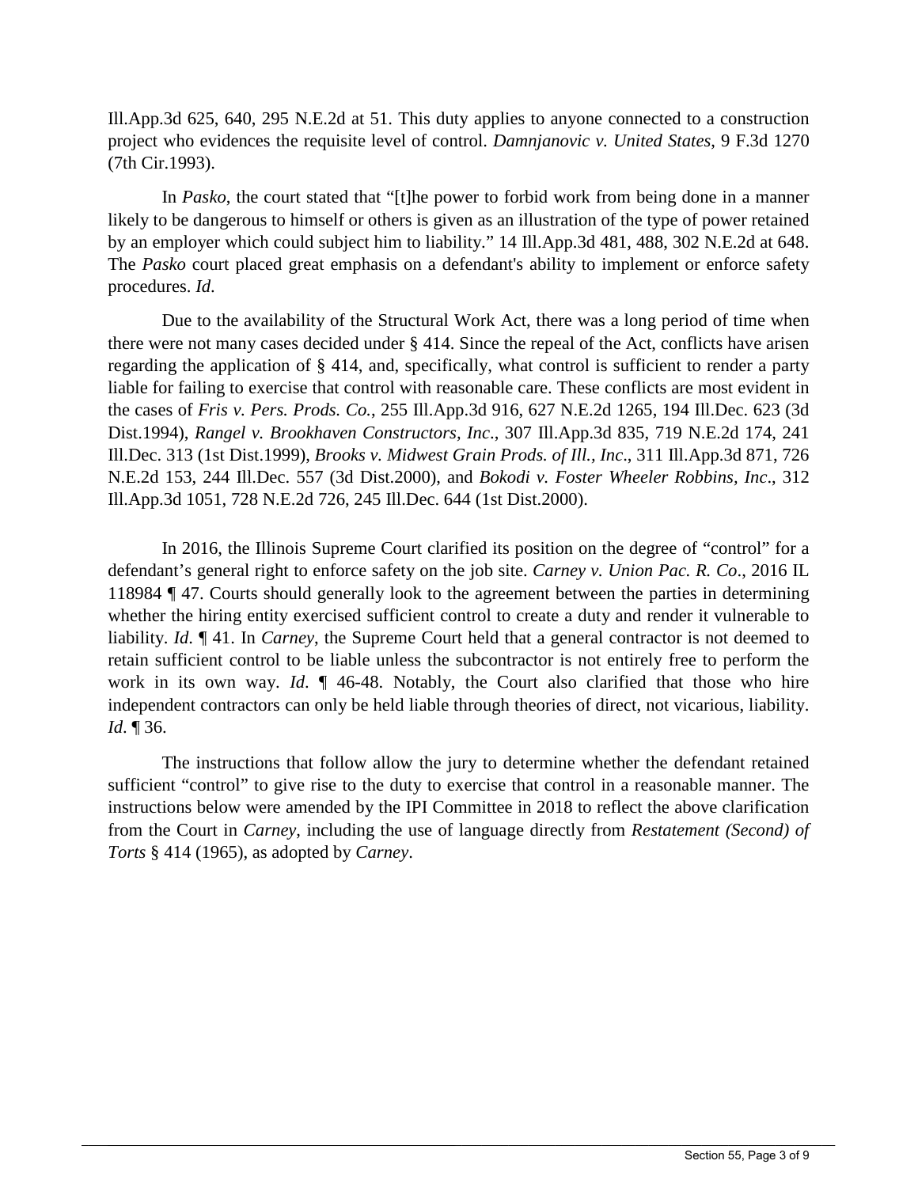Ill.App.3d 625, 640, 295 N.E.2d at 51. This duty applies to anyone connected to a construction project who evidences the requisite level of control. *Damnjanovic v. United States*, 9 F.3d 1270 (7th Cir.1993).

In *Pasko*, the court stated that "[t]he power to forbid work from being done in a manner likely to be dangerous to himself or others is given as an illustration of the type of power retained by an employer which could subject him to liability." 14 Ill.App.3d 481, 488, 302 N.E.2d at 648. The *Pasko* court placed great emphasis on a defendant's ability to implement or enforce safety procedures. *Id*.

Due to the availability of the Structural Work Act, there was a long period of time when there were not many cases decided under § 414. Since the repeal of the Act, conflicts have arisen regarding the application of § 414, and, specifically, what control is sufficient to render a party liable for failing to exercise that control with reasonable care. These conflicts are most evident in the cases of *Fris v. Pers. Prods. Co.*, 255 Ill.App.3d 916, 627 N.E.2d 1265, 194 Ill.Dec. 623 (3d Dist.1994), *Rangel v. Brookhaven Constructors, Inc*., 307 Ill.App.3d 835, 719 N.E.2d 174, 241 Ill.Dec. 313 (1st Dist.1999), *Brooks v. Midwest Grain Prods. of Ill., Inc*., 311 Ill.App.3d 871, 726 N.E.2d 153, 244 Ill.Dec. 557 (3d Dist.2000), and *Bokodi v. Foster Wheeler Robbins, Inc*., 312 Ill.App.3d 1051, 728 N.E.2d 726, 245 Ill.Dec. 644 (1st Dist.2000).

In 2016, the Illinois Supreme Court clarified its position on the degree of "control" for a defendant's general right to enforce safety on the job site. *Carney v. Union Pac. R. Co*., 2016 IL 118984 ¶ 47. Courts should generally look to the agreement between the parties in determining whether the hiring entity exercised sufficient control to create a duty and render it vulnerable to liability. *Id*. ¶ 41. In *Carney*, the Supreme Court held that a general contractor is not deemed to retain sufficient control to be liable unless the subcontractor is not entirely free to perform the work in its own way. *Id*. ¶ 46-48. Notably, the Court also clarified that those who hire independent contractors can only be held liable through theories of direct, not vicarious, liability. *Id*. ¶ 36.

The instructions that follow allow the jury to determine whether the defendant retained sufficient "control" to give rise to the duty to exercise that control in a reasonable manner. The instructions below were amended by the IPI Committee in 2018 to reflect the above clarification from the Court in *Carney*, including the use of language directly from *Restatement (Second) of Torts* § 414 (1965), as adopted by *Carney*.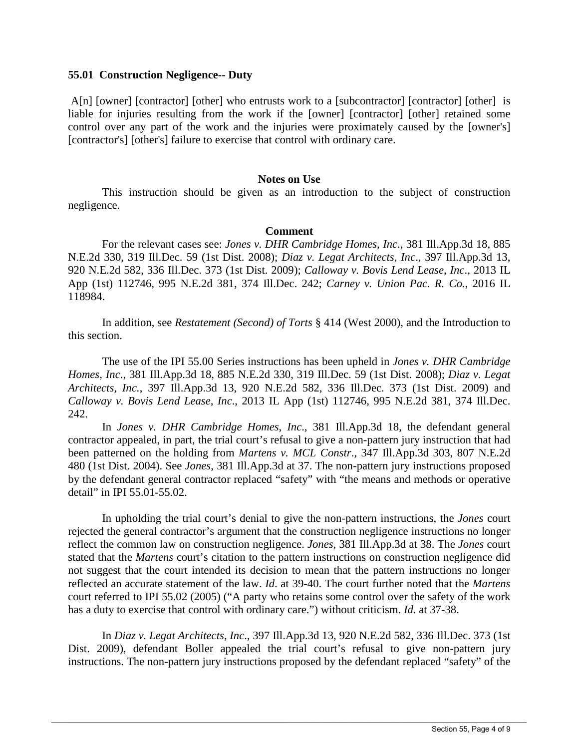**55.01 Construction Negligence-- Duty**

A[n] [owner] [contractor] [other] who entrusts work to a [subcontractor] [contractor] [other] is liable for injuries resulting from the work if the [owner] [contractor] [other] retained some control over any part of the work and the injuries were proximately caused by the [owner's] [contractor's] [other's] failure to exercise that control with ordinary care.

**Notes on Use**

This instruction should be given as an introduction to the subject of construction negligence.

**Comment**

For the relevant cases see: *Jones v. DHR Cambridge Homes, Inc*., 381 Ill.App.3d 18, 885 N.E.2d 330, 319 Ill.Dec. 59 (1st Dist. 2008); *Diaz v. Legat Architects, Inc*., 397 Ill.App.3d 13, 920 N.E.2d 582, 336 Ill.Dec. 373 (1st Dist. 2009); *Calloway v. Bovis Lend Lease, Inc*., 2013 IL App (1st) 112746, 995 N.E.2d 381, 374 Ill.Dec. 242; *Carney v. Union Pac. R. Co.*, 2016 IL 118984.

In addition, see *Restatement (Second) of Torts* § 414 (West 2000), and the Introduction to this section.

The use of the IPI 55.00 Series instructions has been upheld in *Jones v. DHR Cambridge Homes, Inc*., 381 Ill.App.3d 18, 885 N.E.2d 330, 319 Ill.Dec. 59 (1st Dist. 2008); *Diaz v. Legat Architects, Inc.*, 397 Ill.App.3d 13, 920 N.E.2d 582, 336 Ill.Dec. 373 (1st Dist. 2009) and *Calloway v. Bovis Lend Lease, Inc*., 2013 IL App (1st) 112746, 995 N.E.2d 381, 374 Ill.Dec. 242.

In *Jones v. DHR Cambridge Homes, Inc*., 381 Ill.App.3d 18, the defendant general contractor appealed, in part, the trial court's refusal to give a non-pattern jury instruction that had been patterned on the holding from *Martens v. MCL Constr*., 347 Ill.App.3d 303, 807 N.E.2d 480 (1st Dist. 2004). See *Jones*, 381 Ill.App.3d at 37. The non-pattern jury instructions proposed by the defendant general contractor replaced "safety" with "the means and methods or operative detail" in IPI 55.01-55.02.

In upholding the trial court's denial to give the non-pattern instructions, the *Jones* court rejected the general contractor's argument that the construction negligence instructions no longer reflect the common law on construction negligence. *Jones*, 381 Ill.App.3d at 38. The *Jones* court stated that the *Martens* court's citation to the pattern instructions on construction negligence did not suggest that the court intended its decision to mean that the pattern instructions no longer reflected an accurate statement of the law. *Id.* at 39-40. The court further noted that the *Martens* court referred to IPI 55.02 (2005) ("A party who retains some control over the safety of the work has a duty to exercise that control with ordinary care.") without criticism. *Id.* at 37-38.

In *Diaz v. Legat Architects, Inc*., 397 Ill.App.3d 13, 920 N.E.2d 582, 336 Ill.Dec. 373 (1st Dist. 2009), defendant Boller appealed the trial court's refusal to give non-pattern jury instructions. The non-pattern jury instructions proposed by the defendant replaced "safety" of the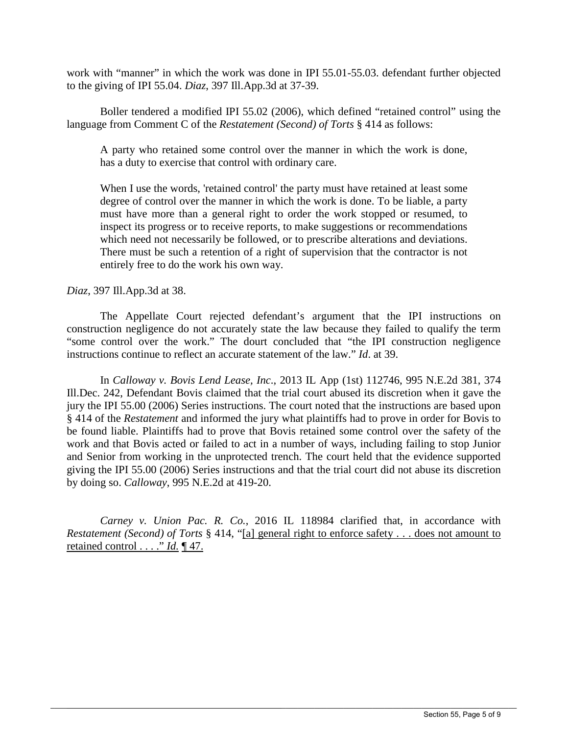work with “manner” in which the work was done in IPI 55.01-55.03. defendant further objected to the giving of IPI 55.04. *Diaz*, 397 Ill.App.3d at 37-39.

Boller tendered a modified IPI 55.02 (2006), which defined “retained control” using the language from Comment C of the *Restatement (Second) of Torts* § 414 as follows:

> A party who retained some control over the manner in which the work is done, has a duty to exercise that control with ordinary care.
>
> When I use the words, 'retained control' the party must have retained at least some degree of control over the manner in which the work is done. To be liable, a party must have more than a general right to order the work stopped or resumed, to inspect its progress or to receive reports, to make suggestions or recommendations which need not necessarily be followed, or to prescribe alterations and deviations. There must be such a retention of a right of supervision that the contractor is not entirely free to do the work his own way.

*Diaz*, 397 Ill.App.3d at 38.

The Appellate Court rejected defendant’s argument that the IPI instructions on construction negligence do not accurately state the law because they failed to qualify the term “some control over the work.” The dourt concluded that “the IPI construction negligence instructions continue to reflect an accurate statement of the law.” *Id*. at 39.

In *Calloway v. Bovis Lend Lease, Inc*., 2013 IL App (1st) 112746, 995 N.E.2d 381, 374 Ill.Dec. 242, Defendant Bovis claimed that the trial court abused its discretion when it gave the jury the IPI 55.00 (2006) Series instructions. The court noted that the instructions are based upon § 414 of the *Restatement* and informed the jury what plaintiffs had to prove in order for Bovis to be found liable. Plaintiffs had to prove that Bovis retained some control over the safety of the work and that Bovis acted or failed to act in a number of ways, including failing to stop Junior and Senior from working in the unprotected trench. The court held that the evidence supported giving the IPI 55.00 (2006) Series instructions and that the trial court did not abuse its discretion by doing so. *Calloway*, 995 N.E.2d at 419-20.

*Carney v. Union Pac. R. Co.*, 2016 IL 118984 clarified that, in accordance with *Restatement (Second) of Torts* § 414, “<u>[a] general right to enforce safety . . . does not amount to retained control . . . .” *Id.* ¶ 47.</u>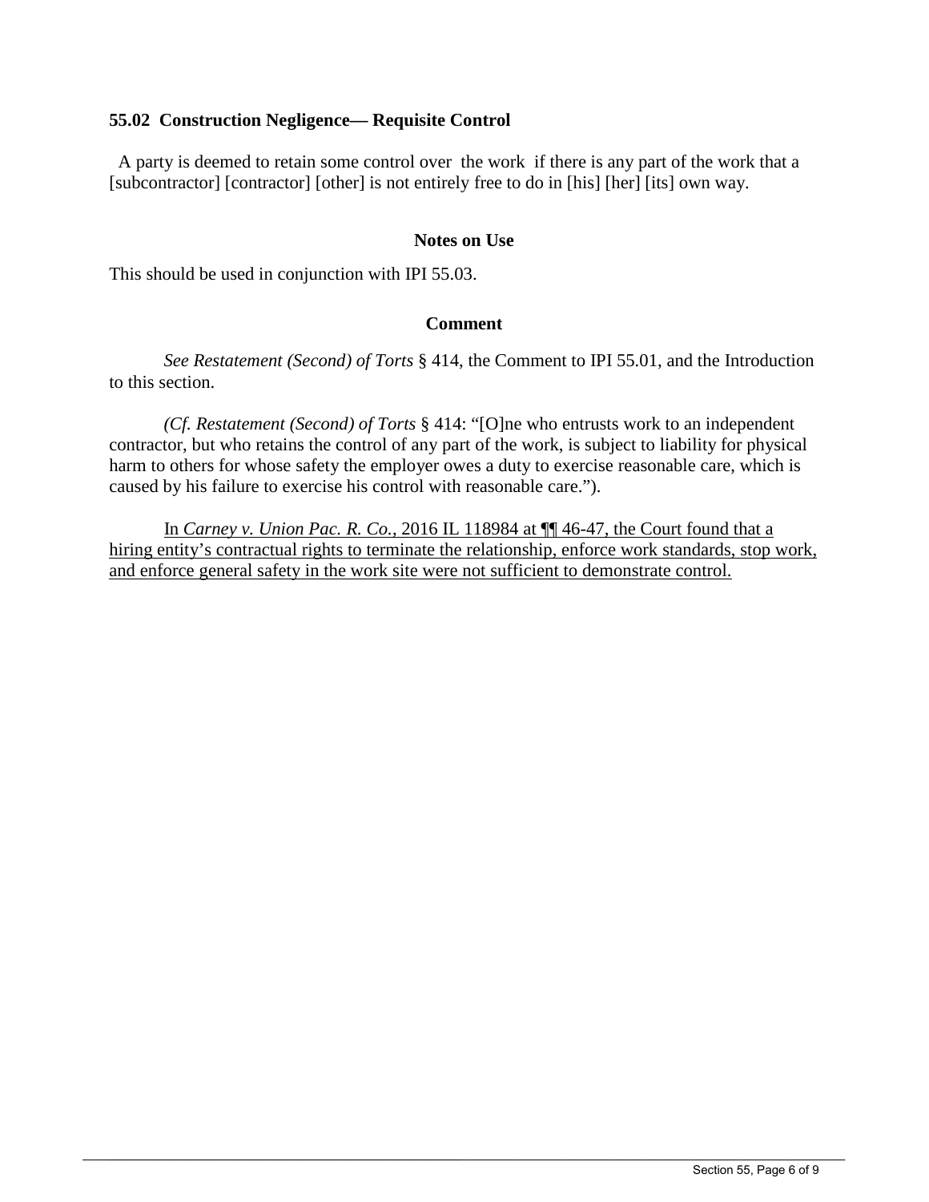### 55.02 Construction Negligence— Requisite Control

A party is deemed to retain some control over the work if there is any part of the work that a [subcontractor] [contractor] [other] is not entirely free to do in [his] [her] [its] own way.

**Notes on Use**

This should be used in conjunction with IPI 55.03.

**Comment**

*See Restatement (Second) of Torts* § 414, the Comment to IPI 55.01, and the Introduction to this section.

*(Cf. Restatement (Second) of Torts* § 414: "[O]ne who entrusts work to an independent contractor, but who retains the control of any part of the work, is subject to liability for physical harm to others for whose safety the employer owes a duty to exercise reasonable care, which is caused by his failure to exercise his control with reasonable care.").

<u>In *Carney v. Union Pac. R. Co.*, 2016 IL 118984 at ¶¶ 46-47, the Court found that a hiring entity's contractual rights to terminate the relationship, enforce work standards, stop work, and enforce general safety in the work site were not sufficient to demonstrate control.</u>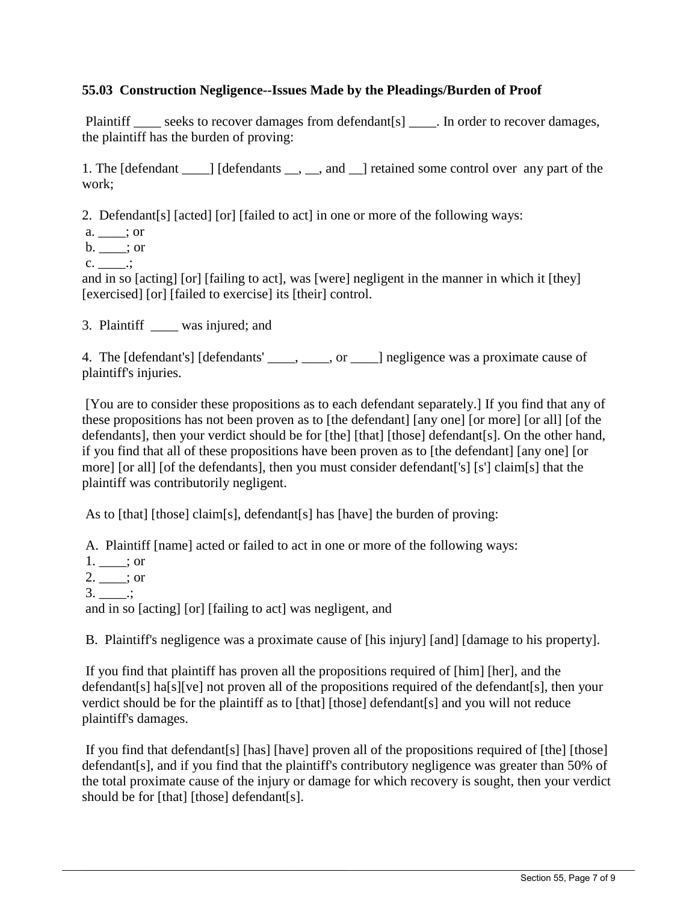**55.03 Construction Negligence--Issues Made by the Pleadings/Burden of Proof**

Plaintiff ____ seeks to recover damages from defendant[s] ____. In order to recover damages, the plaintiff has the burden of proving:

1. The [defendant ____] [defendants __, __, and __] retained some control over any part of the work;

2. Defendant[s] [acted] [or] [failed to act] in one or more of the following ways:
a. ____; or
b. ____; or
c. ____.;
and in so [acting] [or] [failing to act], was [were] negligent in the manner in which it [they] [exercised] [or] [failed to exercise] its [their] control.

3. Plaintiff ____ was injured; and

4. The [defendant's] [defendants' ____, ____, or ____] negligence was a proximate cause of plaintiff's injuries.

[You are to consider these propositions as to each defendant separately.] If you find that any of these propositions has not been proven as to [the defendant] [any one] [or more] [or all] [of the defendants], then your verdict should be for [the] [that] [those] defendant[s]. On the other hand, if you find that all of these propositions have been proven as to [the defendant] [any one] [or more] [or all] [of the defendants], then you must consider defendant['s] [s'] claim[s] that the plaintiff was contributorily negligent.

As to [that] [those] claim[s], defendant[s] has [have] the burden of proving:

A. Plaintiff [name] acted or failed to act in one or more of the following ways:
1. ____; or
2. ____; or
3. ____.;
and in so [acting] [or] [failing to act] was negligent, and

B. Plaintiff's negligence was a proximate cause of [his injury] [and] [damage to his property].

If you find that plaintiff has proven all the propositions required of [him] [her], and the defendant[s] ha[s][ve] not proven all of the propositions required of the defendant[s], then your verdict should be for the plaintiff as to [that] [those] defendant[s] and you will not reduce plaintiff's damages.

If you find that defendant[s] [has] [have] proven all of the propositions required of [the] [those] defendant[s], and if you find that the plaintiff's contributory negligence was greater than 50% of the total proximate cause of the injury or damage for which recovery is sought, then your verdict should be for [that] [those] defendant[s].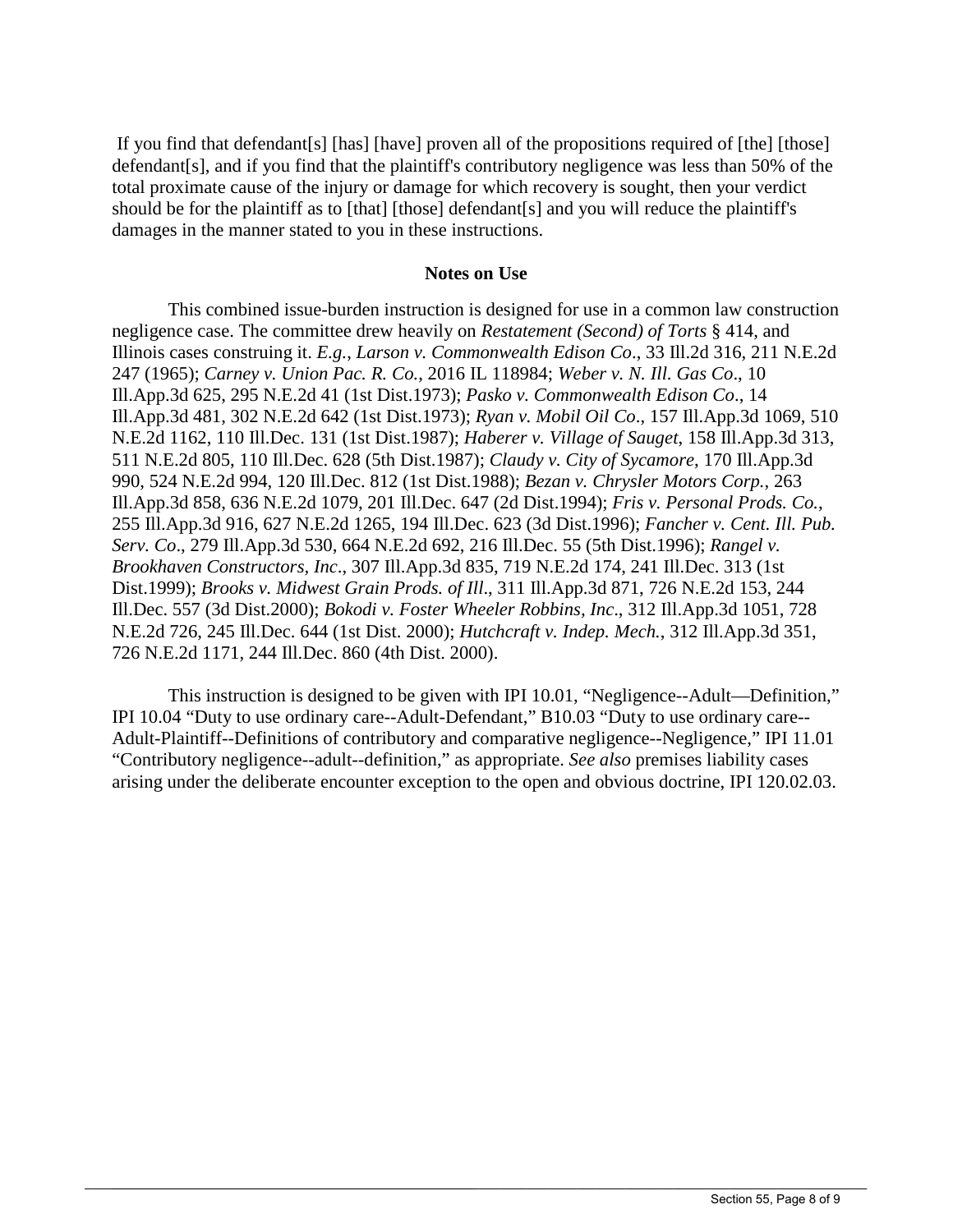If you find that defendant[s] [has] [have] proven all of the propositions required of [the] [those] defendant[s], and if you find that the plaintiff's contributory negligence was less than 50% of the total proximate cause of the injury or damage for which recovery is sought, then your verdict should be for the plaintiff as to [that] [those] defendant[s] and you will reduce the plaintiff's damages in the manner stated to you in these instructions.

**Notes on Use**

This combined issue-burden instruction is designed for use in a common law construction negligence case. The committee drew heavily on *Restatement (Second) of Torts* § 414, and Illinois cases construing it. *E.g., Larson v. Commonwealth Edison Co*., 33 Ill.2d 316, 211 N.E.2d 247 (1965); *Carney v. Union Pac. R. Co.*, 2016 IL 118984; *Weber v. N. Ill. Gas Co*., 10 Ill.App.3d 625, 295 N.E.2d 41 (1st Dist.1973); *Pasko v. Commonwealth Edison Co*., 14 Ill.App.3d 481, 302 N.E.2d 642 (1st Dist.1973); *Ryan v. Mobil Oil Co*., 157 Ill.App.3d 1069, 510 N.E.2d 1162, 110 Ill.Dec. 131 (1st Dist.1987); *Haberer v. Village of Sauget*, 158 Ill.App.3d 313, 511 N.E.2d 805, 110 Ill.Dec. 628 (5th Dist.1987); *Claudy v. City of Sycamore*, 170 Ill.App.3d 990, 524 N.E.2d 994, 120 Ill.Dec. 812 (1st Dist.1988); *Bezan v. Chrysler Motors Corp.*, 263 Ill.App.3d 858, 636 N.E.2d 1079, 201 Ill.Dec. 647 (2d Dist.1994); *Fris v. Personal Prods. Co.*, 255 Ill.App.3d 916, 627 N.E.2d 1265, 194 Ill.Dec. 623 (3d Dist.1996); *Fancher v. Cent. Ill. Pub. Serv. Co*., 279 Ill.App.3d 530, 664 N.E.2d 692, 216 Ill.Dec. 55 (5th Dist.1996); *Rangel v. Brookhaven Constructors, Inc*., 307 Ill.App.3d 835, 719 N.E.2d 174, 241 Ill.Dec. 313 (1st Dist.1999); *Brooks v. Midwest Grain Prods. of Ill*., 311 Ill.App.3d 871, 726 N.E.2d 153, 244 Ill.Dec. 557 (3d Dist.2000); *Bokodi v. Foster Wheeler Robbins, Inc*., 312 Ill.App.3d 1051, 728 N.E.2d 726, 245 Ill.Dec. 644 (1st Dist. 2000); *Hutchcraft v. Indep. Mech.*, 312 Ill.App.3d 351, 726 N.E.2d 1171, 244 Ill.Dec. 860 (4th Dist. 2000).

This instruction is designed to be given with IPI 10.01, "Negligence--Adult—Definition," IPI 10.04 "Duty to use ordinary care--Adult-Defendant," B10.03 "Duty to use ordinary care--Adult-Plaintiff--Definitions of contributory and comparative negligence--Negligence," IPI 11.01 "Contributory negligence--adult--definition," as appropriate. *See also* premises liability cases arising under the deliberate encounter exception to the open and obvious doctrine, IPI 120.02.03.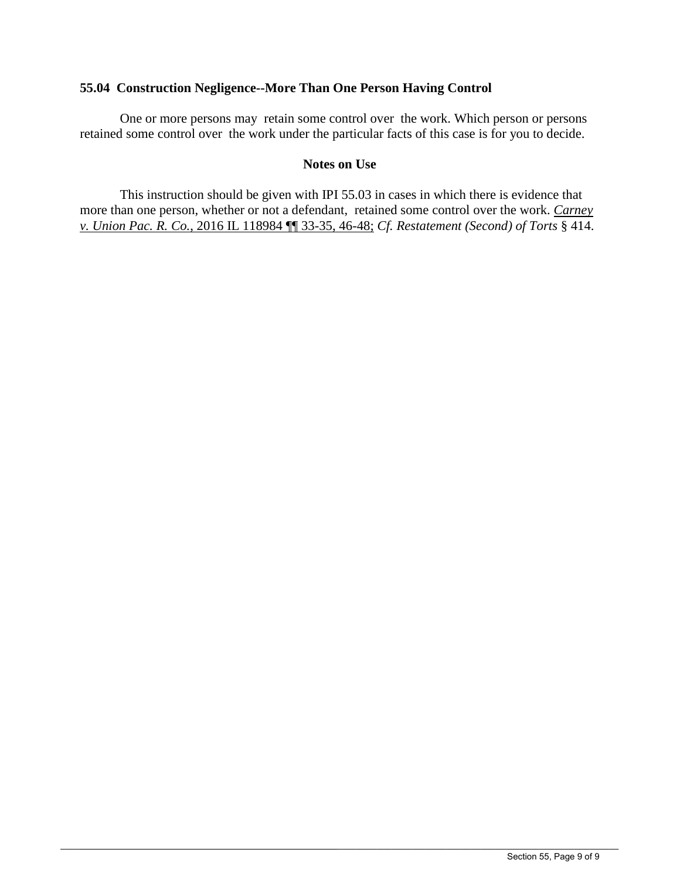### 55.04 Construction Negligence--More Than One Person Having Control

One or more persons may retain some control over the work. Which person or persons retained some control over the work under the particular facts of this case is for you to decide.

**Notes on Use**

This instruction should be given with IPI 55.03 in cases in which there is evidence that more than one person, whether or not a defendant, retained some control over the work. *Carney v. Union Pac. R. Co.*, 2016 IL 118984 ¶¶ 33-35, 46-48; *Cf. Restatement (Second) of Torts* § 414.